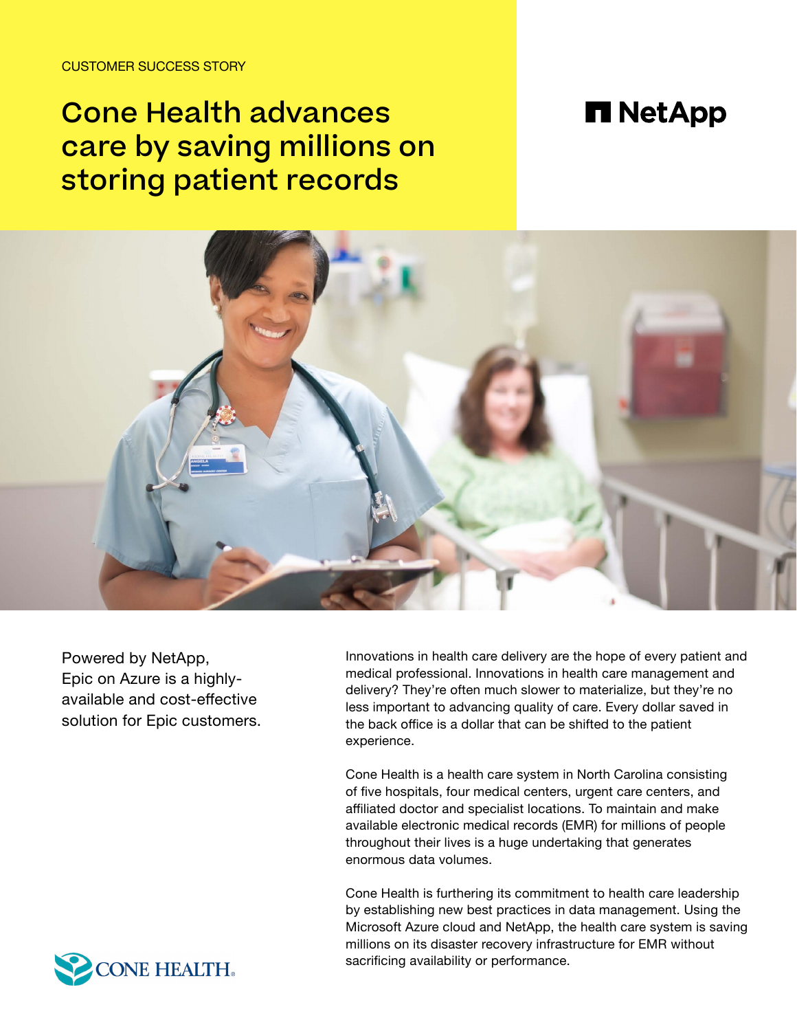CUSTOMER SUCCESS STORY

# Cone Health advances care by saving millions on storing patient records

NetApp

Powered by NetApp, Epic on Azure is a highly-available and cost-effective solution for Epic customers.

Innovations in health care delivery are the hope of every patient and medical professional. Innovations in health care management and delivery? They're often much slower to materialize, but they're no less important to advancing quality of care. Every dollar saved in the back office is a dollar that can be shifted to the patient experience.

Cone Health is a health care system in North Carolina consisting of five hospitals, four medical centers, urgent care centers, and affiliated doctor and specialist locations. To maintain and make available electronic medical records (EMR) for millions of people throughout their lives is a huge undertaking that generates enormous data volumes.

Cone Health is furthering its commitment to health care leadership by establishing new best practices in data management. Using the Microsoft Azure cloud and NetApp, the health care system is saving millions on its disaster recovery infrastructure for EMR without sacrificing availability or performance.

CONE HEALTH.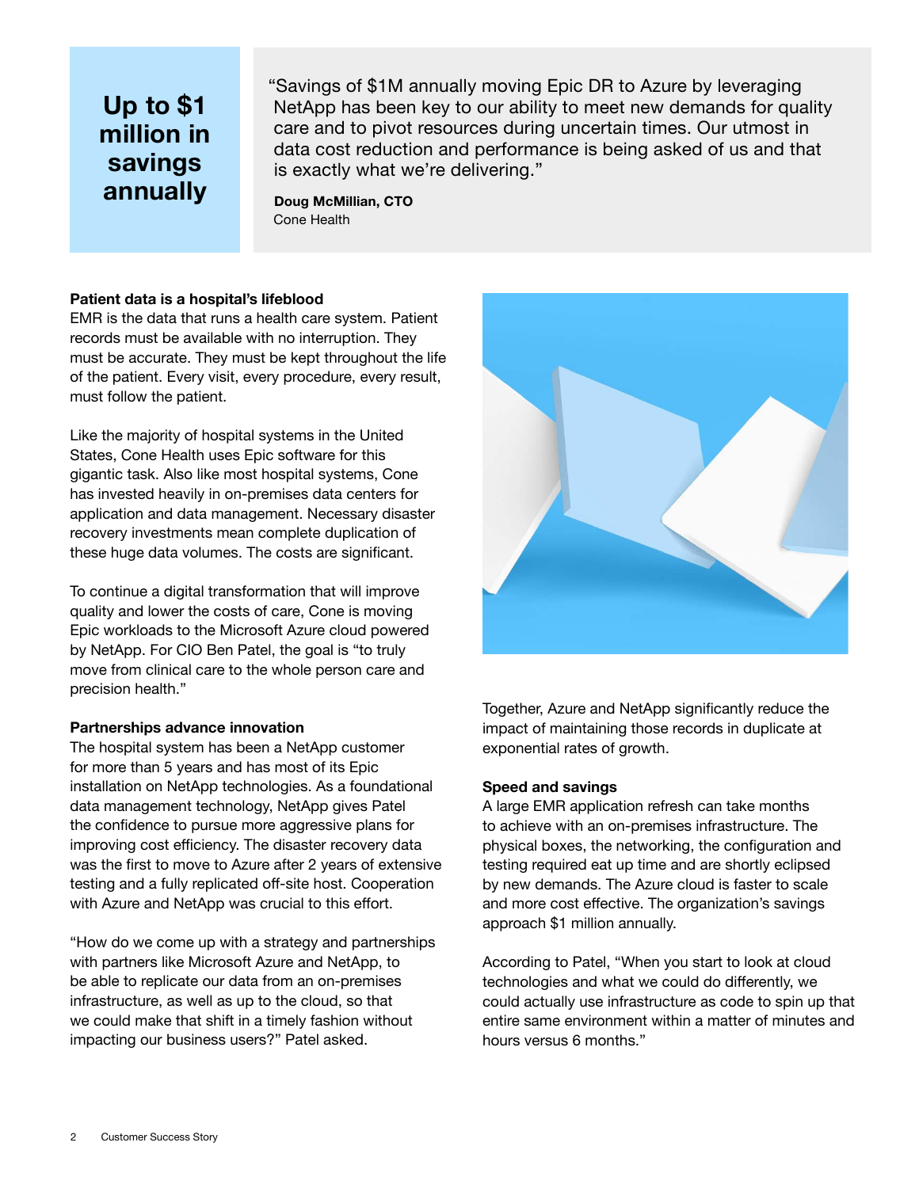**Up to $1 million in savings annually**

> "Savings of $1M annually moving Epic DR to Azure by leveraging NetApp has been key to our ability to meet new demands for quality care and to pivot resources during uncertain times. Our utmost in data cost reduction and performance is being asked of us and that is exactly what we're delivering."
>
> **Doug McMillian, CTO**
> Cone Health

**Patient data is a hospital's lifeblood**

EMR is the data that runs a health care system. Patient records must be available with no interruption. They must be accurate. They must be kept throughout the life of the patient. Every visit, every procedure, every result, must follow the patient.

Like the majority of hospital systems in the United States, Cone Health uses Epic software for this gigantic task. Also like most hospital systems, Cone has invested heavily in on-premises data centers for application and data management. Necessary disaster recovery investments mean complete duplication of these huge data volumes. The costs are significant.

To continue a digital transformation that will improve quality and lower the costs of care, Cone is moving Epic workloads to the Microsoft Azure cloud powered by NetApp. For CIO Ben Patel, the goal is "to truly move from clinical care to the whole person care and precision health."

**Partnerships advance innovation**

The hospital system has been a NetApp customer for more than 5 years and has most of its Epic installation on NetApp technologies. As a foundational data management technology, NetApp gives Patel the confidence to pursue more aggressive plans for improving cost efficiency. The disaster recovery data was the first to move to Azure after 2 years of extensive testing and a fully replicated off-site host. Cooperation with Azure and NetApp was crucial to this effort.

"How do we come up with a strategy and partnerships with partners like Microsoft Azure and NetApp, to be able to replicate our data from an on-premises infrastructure, as well as up to the cloud, so that we could make that shift in a timely fashion without impacting our business users?" Patel asked.

Together, Azure and NetApp significantly reduce the impact of maintaining those records in duplicate at exponential rates of growth.

**Speed and savings**

A large EMR application refresh can take months to achieve with an on-premises infrastructure. The physical boxes, the networking, the configuration and testing required eat up time and are shortly eclipsed by new demands. The Azure cloud is faster to scale and more cost effective. The organization's savings approach $1 million annually.

According to Patel, "When you start to look at cloud technologies and what we could do differently, we could actually use infrastructure as code to spin up that entire same environment within a matter of minutes and hours versus 6 months."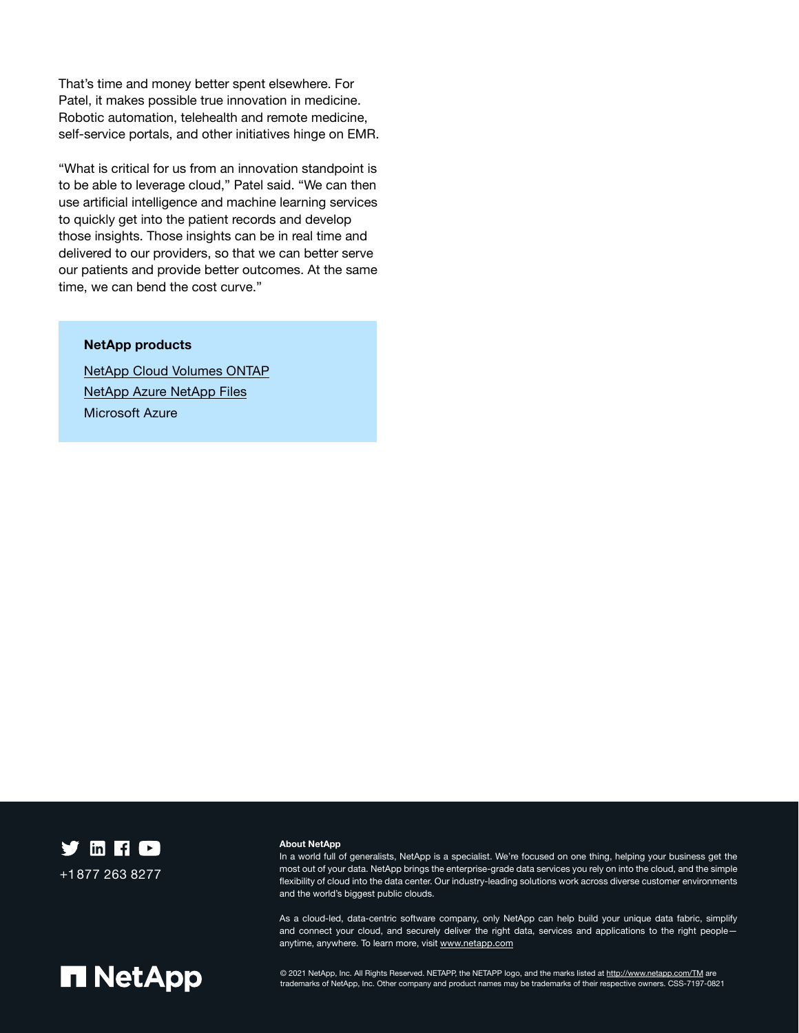That's time and money better spent elsewhere. For Patel, it makes possible true innovation in medicine. Robotic automation, telehealth and remote medicine, self-service portals, and other initiatives hinge on EMR.

"What is critical for us from an innovation standpoint is to be able to leverage cloud," Patel said. "We can then use artificial intelligence and machine learning services to quickly get into the patient records and develop those insights. Those insights can be in real time and delivered to our providers, so that we can better serve our patients and provide better outcomes. At the same time, we can bend the cost curve."

**NetApp products**

NetApp Cloud Volumes ONTAP

NetApp Azure NetApp Files

Microsoft Azure

+1 877 263 8277

**About NetApp**

In a world full of generalists, NetApp is a specialist. We're focused on one thing, helping your business get the most out of your data. NetApp brings the enterprise-grade data services you rely on into the cloud, and the simple flexibility of cloud into the data center. Our industry-leading solutions work across diverse customer environments and the world's biggest public clouds.

As a cloud-led, data-centric software company, only NetApp can help build your unique data fabric, simplify and connect your cloud, and securely deliver the right data, services and applications to the right people—anytime, anywhere. To learn more, visit www.netapp.com

© 2021 NetApp, Inc. All Rights Reserved. NETAPP, the NETAPP logo, and the marks listed at http://www.netapp.com/TM are trademarks of NetApp, Inc. Other company and product names may be trademarks of their respective owners. CSS-7197-0821